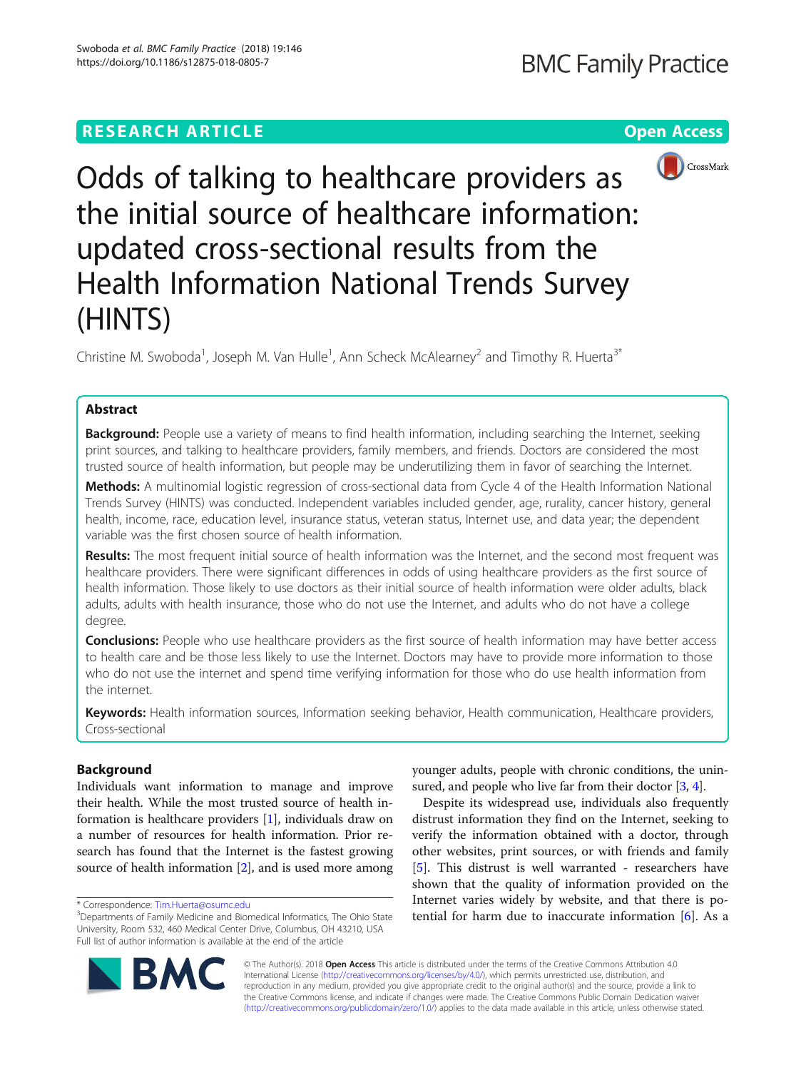RESEARCH ARTICLE

Open Access

# Odds of talking to healthcare providers as the initial source of healthcare information: updated cross-sectional results from the Health Information National Trends Survey (HINTS)

Christine M. Swoboda[1], Joseph M. Van Hulle[1], Ann Scheck McAlearney[2] and Timothy R. Huerta[3*]

## Abstract

**Background:** People use a variety of means to find health information, including searching the Internet, seeking print sources, and talking to healthcare providers, family members, and friends. Doctors are considered the most trusted source of health information, but people may be underutilizing them in favor of searching the Internet.

**Methods:** A multinomial logistic regression of cross-sectional data from Cycle 4 of the Health Information National Trends Survey (HINTS) was conducted. Independent variables included gender, age, rurality, cancer history, general health, income, race, education level, insurance status, veteran status, Internet use, and data year; the dependent variable was the first chosen source of health information.

**Results:** The most frequent initial source of health information was the Internet, and the second most frequent was healthcare providers. There were significant differences in odds of using healthcare providers as the first source of health information. Those likely to use doctors as their initial source of health information were older adults, black adults, adults with health insurance, those who do not use the Internet, and adults who do not have a college degree.

**Conclusions:** People who use healthcare providers as the first source of health information may have better access to health care and be those less likely to use the Internet. Doctors may have to provide more information to those who do not use the internet and spend time verifying information for those who do use health information from the internet.

**Keywords:** Health information sources, Information seeking behavior, Health communication, Healthcare providers, Cross-sectional

## Background

Individuals want information to manage and improve their health. While the most trusted source of health information is healthcare providers [1], individuals draw on a number of resources for health information. Prior research has found that the Internet is the fastest growing source of health information [2], and is used more among younger adults, people with chronic conditions, the uninsured, and people who live far from their doctor [3, 4].

Despite its widespread use, individuals also frequently distrust information they find on the Internet, seeking to verify the information obtained with a doctor, through other websites, print sources, or with friends and family [5]. This distrust is well warranted - researchers have shown that the quality of information provided on the Internet varies widely by website, and that there is potential for harm due to inaccurate information [6]. As a

* Correspondence: Tim.Huerta@osumc.edu
[3]Departments of Family Medicine and Biomedical Informatics, The Ohio State University, Room 532, 460 Medical Center Drive, Columbus, OH 43210, USA
Full list of author information is available at the end of the article

© The Author(s). 2018 **Open Access** This article is distributed under the terms of the Creative Commons Attribution 4.0 International License (http://creativecommons.org/licenses/by/4.0/), which permits unrestricted use, distribution, and reproduction in any medium, provided you give appropriate credit to the original author(s) and the source, provide a link to the Creative Commons license, and indicate if changes were made. The Creative Commons Public Domain Dedication waiver (http://creativecommons.org/publicdomain/zero/1.0/) applies to the data made available in this article, unless otherwise stated.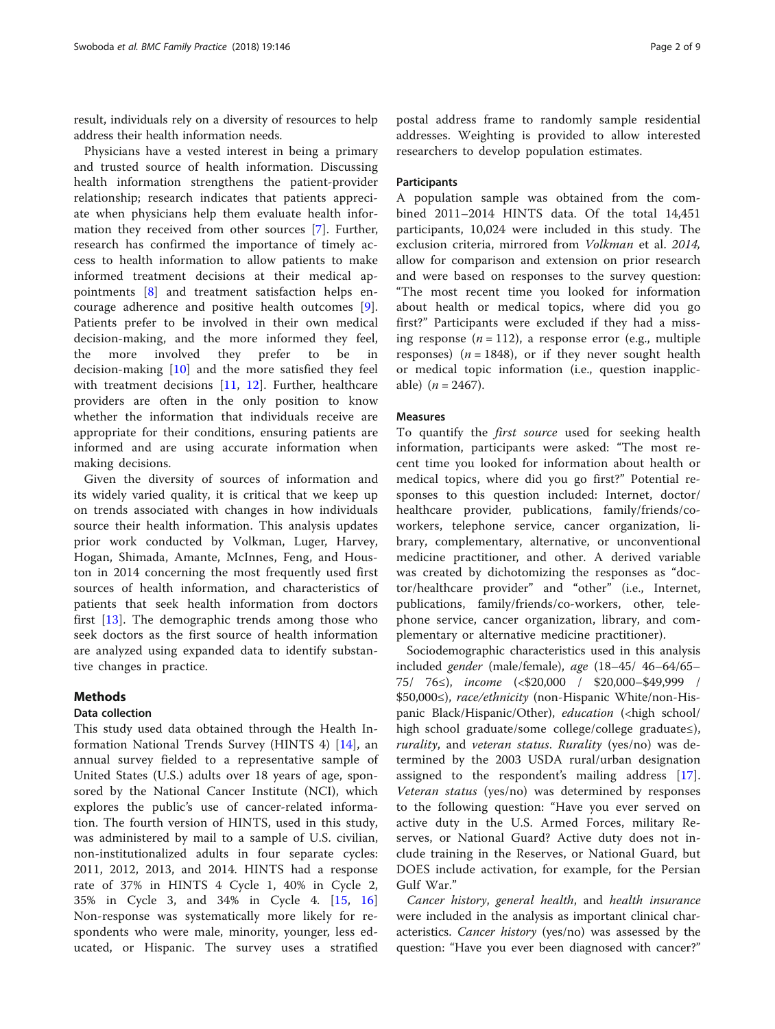result, individuals rely on a diversity of resources to help address their health information needs.

Physicians have a vested interest in being a primary and trusted source of health information. Discussing health information strengthens the patient-provider relationship; research indicates that patients appreciate when physicians help them evaluate health information they received from other sources [7]. Further, research has confirmed the importance of timely access to health information to allow patients to make informed treatment decisions at their medical appointments [8] and treatment satisfaction helps encourage adherence and positive health outcomes [9]. Patients prefer to be involved in their own medical decision-making, and the more informed they feel, the more involved they prefer to be in decision-making [10] and the more satisfied they feel with treatment decisions [11, 12]. Further, healthcare providers are often in the only position to know whether the information that individuals receive are appropriate for their conditions, ensuring patients are informed and are using accurate information when making decisions.

Given the diversity of sources of information and its widely varied quality, it is critical that we keep up on trends associated with changes in how individuals source their health information. This analysis updates prior work conducted by Volkman, Luger, Harvey, Hogan, Shimada, Amante, McInnes, Feng, and Houston in 2014 concerning the most frequently used first sources of health information, and characteristics of patients that seek health information from doctors first [13]. The demographic trends among those who seek doctors as the first source of health information are analyzed using expanded data to identify substantive changes in practice.

## Methods

### Data collection

This study used data obtained through the Health Information National Trends Survey (HINTS 4) [14], an annual survey fielded to a representative sample of United States (U.S.) adults over 18 years of age, sponsored by the National Cancer Institute (NCI), which explores the public's use of cancer-related information. The fourth version of HINTS, used in this study, was administered by mail to a sample of U.S. civilian, non-institutionalized adults in four separate cycles: 2011, 2012, 2013, and 2014. HINTS had a response rate of 37% in HINTS 4 Cycle 1, 40% in Cycle 2, 35% in Cycle 3, and 34% in Cycle 4. [15, 16] Non-response was systematically more likely for respondents who were male, minority, younger, less educated, or Hispanic. The survey uses a stratified postal address frame to randomly sample residential addresses. Weighting is provided to allow interested researchers to develop population estimates.

### Participants

A population sample was obtained from the combined 2011–2014 HINTS data. Of the total 14,451 participants, 10,024 were included in this study. The exclusion criteria, mirrored from *Volkman* et al. *2014,* allow for comparison and extension on prior research and were based on responses to the survey question: "The most recent time you looked for information about health or medical topics, where did you go first?" Participants were excluded if they had a missing response ($n = 112$), a response error (e.g., multiple responses) ($n = 1848$), or if they never sought health or medical topic information (i.e., question inapplicable) ($n = 2467$).

### Measures

To quantify the *first source* used for seeking health information, participants were asked: "The most recent time you looked for information about health or medical topics, where did you go first?" Potential responses to this question included: Internet, doctor/healthcare provider, publications, family/friends/co-workers, telephone service, cancer organization, library, complementary, alternative, or unconventional medicine practitioner, and other. A derived variable was created by dichotomizing the responses as "doctor/healthcare provider" and "other" (i.e., Internet, publications, family/friends/co-workers, other, telephone service, cancer organization, library, and complementary or alternative medicine practitioner).

Sociodemographic characteristics used in this analysis included *gender* (male/female), *age* (18–45/ 46–64/65–75/ 76≤), *income* (<$20,000 / $20,000–$49,999 / $50,000≤), *race/ethnicity* (non-Hispanic White/non-Hispanic Black/Hispanic/Other), *education* (<high school/ high school graduate/some college/college graduate≤), *rurality*, and *veteran status*. *Rurality* (yes/no) was determined by the 2003 USDA rural/urban designation assigned to the respondent's mailing address [17]. *Veteran status* (yes/no) was determined by responses to the following question: "Have you ever served on active duty in the U.S. Armed Forces, military Reserves, or National Guard? Active duty does not include training in the Reserves, or National Guard, but DOES include activation, for example, for the Persian Gulf War."

*Cancer history*, *general health*, and *health insurance* were included in the analysis as important clinical characteristics. *Cancer history* (yes/no) was assessed by the question: "Have you ever been diagnosed with cancer?"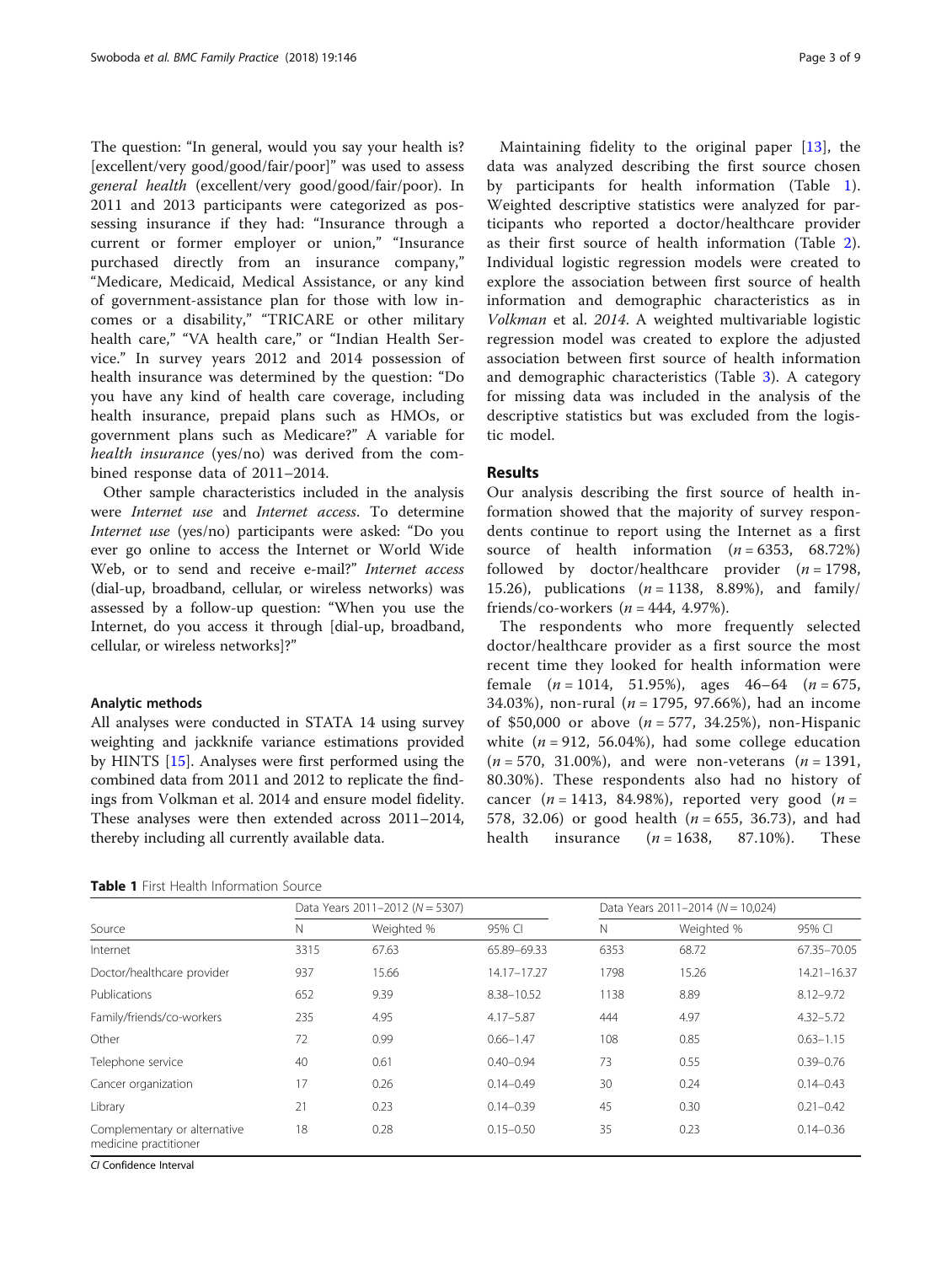The question: "In general, would you say your health is? [excellent/very good/good/fair/poor]" was used to assess *general health* (excellent/very good/good/fair/poor). In 2011 and 2013 participants were categorized as possessing insurance if they had: "Insurance through a current or former employer or union," "Insurance purchased directly from an insurance company," "Medicare, Medicaid, Medical Assistance, or any kind of government-assistance plan for those with low incomes or a disability," "TRICARE or other military health care," "VA health care," or "Indian Health Service." In survey years 2012 and 2014 possession of health insurance was determined by the question: "Do you have any kind of health care coverage, including health insurance, prepaid plans such as HMOs, or government plans such as Medicare?" A variable for *health insurance* (yes/no) was derived from the combined response data of 2011–2014.

Other sample characteristics included in the analysis were *Internet use* and *Internet access*. To determine *Internet use* (yes/no) participants were asked: "Do you ever go online to access the Internet or World Wide Web, or to send and receive e-mail?" *Internet access* (dial-up, broadband, cellular, or wireless networks) was assessed by a follow-up question: "When you use the Internet, do you access it through [dial-up, broadband, cellular, or wireless networks]?"

#### Analytic methods

All analyses were conducted in STATA 14 using survey weighting and jackknife variance estimations provided by HINTS [15]. Analyses were first performed using the combined data from 2011 and 2012 to replicate the findings from Volkman et al. 2014 and ensure model fidelity. These analyses were then extended across 2011–2014, thereby including all currently available data.

Maintaining fidelity to the original paper [13], the data was analyzed describing the first source chosen by participants for health information (Table 1). Weighted descriptive statistics were analyzed for participants who reported a doctor/healthcare provider as their first source of health information (Table 2). Individual logistic regression models were created to explore the association between first source of health information and demographic characteristics as in *Volkman* et al. *2014*. A weighted multivariable logistic regression model was created to explore the adjusted association between first source of health information and demographic characteristics (Table 3). A category for missing data was included in the analysis of the descriptive statistics but was excluded from the logistic model.

## Results

Our analysis describing the first source of health information showed that the majority of survey respondents continue to report using the Internet as a first source of health information ($n = 6353$, 68.72%) followed by doctor/healthcare provider ($n = 1798$, 15.26), publications ($n = 1138$, 8.89%), and family/friends/co-workers ($n = 444$, 4.97%).

The respondents who more frequently selected doctor/healthcare provider as a first source the most recent time they looked for health information were female ($n = 1014$, 51.95%), ages 46–64 ($n = 675$, 34.03%), non-rural ($n = 1795$, 97.66%), had an income of \$50,000 or above ($n = 577$, 34.25%), non-Hispanic white ($n = 912$, 56.04%), had some college education ($n = 570$, 31.00%), and were non-veterans ($n = 1391$, 80.30%). These respondents also had no history of cancer ($n = 1413$, 84.98%), reported very good ($n = 578$, 32.06) or good health ($n = 655$, 36.73), and had health insurance ($n = 1638$, 87.10%). These

**Table 1** First Health Information Source

| Source | Data Years 2011–2012 ($N = 5307$) | | | Data Years 2011–2014 ($N = 10,024$) | | |
|---|---|---|---|---|---|---|
| | N | Weighted % | 95% CI | N | Weighted % | 95% CI |
| Internet | 3315 | 67.63 | 65.89–69.33 | 6353 | 68.72 | 67.35–70.05 |
| Doctor/healthcare provider | 937 | 15.66 | 14.17–17.27 | 1798 | 15.26 | 14.21–16.37 |
| Publications | 652 | 9.39 | 8.38–10.52 | 1138 | 8.89 | 8.12–9.72 |
| Family/friends/co-workers | 235 | 4.95 | 4.17–5.87 | 444 | 4.97 | 4.32–5.72 |
| Other | 72 | 0.99 | 0.66–1.47 | 108 | 0.85 | 0.63–1.15 |
| Telephone service | 40 | 0.61 | 0.40–0.94 | 73 | 0.55 | 0.39–0.76 |
| Cancer organization | 17 | 0.26 | 0.14–0.49 | 30 | 0.24 | 0.14–0.43 |
| Library | 21 | 0.23 | 0.14–0.39 | 45 | 0.30 | 0.21–0.42 |
| Complementary or alternative medicine practitioner | 18 | 0.28 | 0.15–0.50 | 35 | 0.23 | 0.14–0.36 |

*CI* Confidence Interval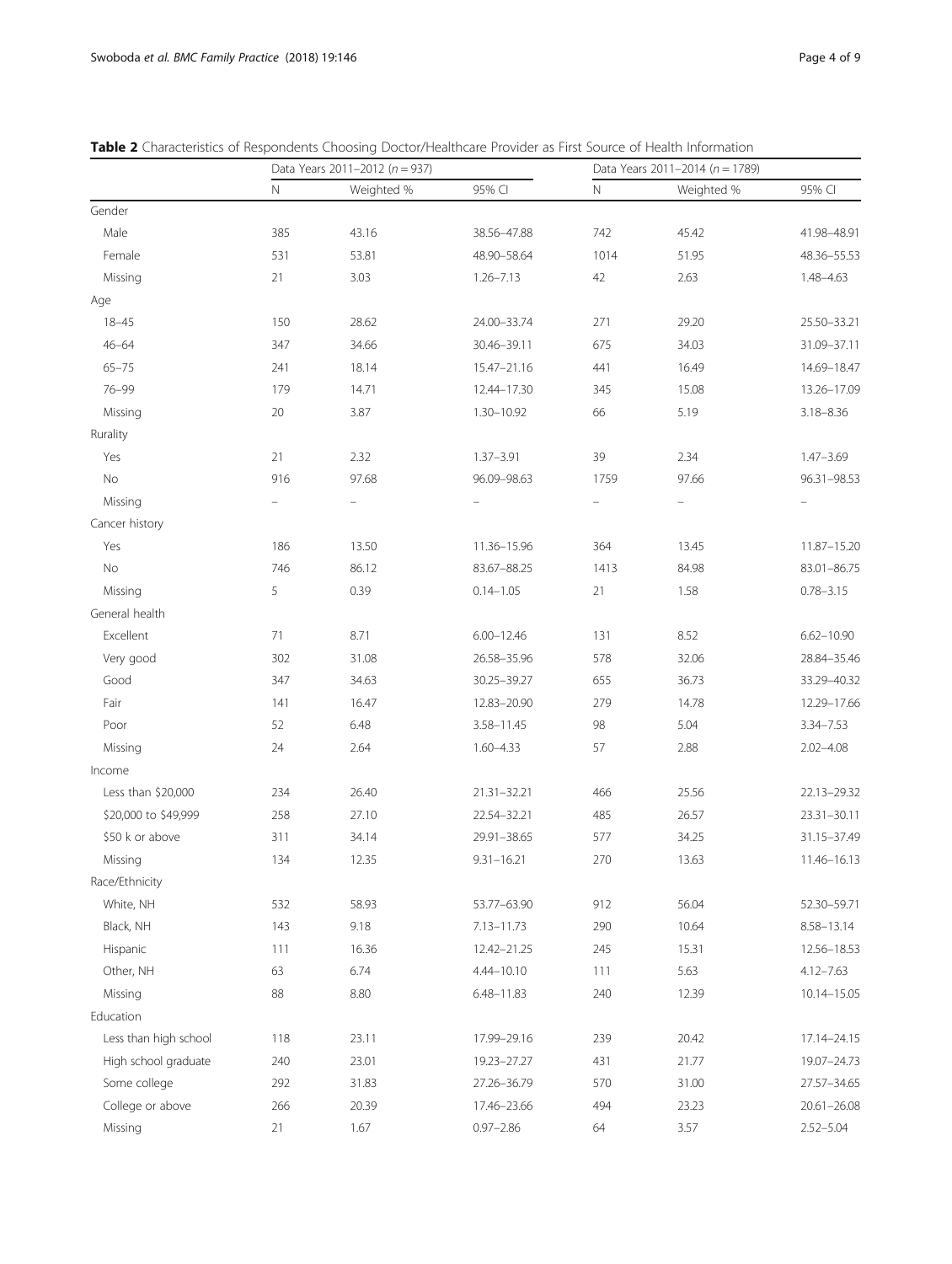**Table 2** Characteristics of Respondents Choosing Doctor/Healthcare Provider as First Source of Health Information

| | Data Years 2011–2012 (*n* = 937) | | | Data Years 2011–2014 (*n* = 1789) | | |
|---|---|---|---|---|---|---|
| | N | Weighted % | 95% CI | N | Weighted % | 95% CI |
| Gender | | | | | | |
| Male | 385 | 43.16 | 38.56–47.88 | 742 | 45.42 | 41.98–48.91 |
| Female | 531 | 53.81 | 48.90–58.64 | 1014 | 51.95 | 48.36–55.53 |
| Missing | 21 | 3.03 | 1.26–7.13 | 42 | 2.63 | 1.48–4.63 |
| Age | | | | | | |
| 18–45 | 150 | 28.62 | 24.00–33.74 | 271 | 29.20 | 25.50–33.21 |
| 46–64 | 347 | 34.66 | 30.46–39.11 | 675 | 34.03 | 31.09–37.11 |
| 65–75 | 241 | 18.14 | 15.47–21.16 | 441 | 16.49 | 14.69–18.47 |
| 76–99 | 179 | 14.71 | 12.44–17.30 | 345 | 15.08 | 13.26–17.09 |
| Missing | 20 | 3.87 | 1.30–10.92 | 66 | 5.19 | 3.18–8.36 |
| Rurality | | | | | | |
| Yes | 21 | 2.32 | 1.37–3.91 | 39 | 2.34 | 1.47–3.69 |
| No | 916 | 97.68 | 96.09–98.63 | 1759 | 97.66 | 96.31–98.53 |
| Missing | – | – | – | – | – | – |
| Cancer history | | | | | | |
| Yes | 186 | 13.50 | 11.36–15.96 | 364 | 13.45 | 11.87–15.20 |
| No | 746 | 86.12 | 83.67–88.25 | 1413 | 84.98 | 83.01–86.75 |
| Missing | 5 | 0.39 | 0.14–1.05 | 21 | 1.58 | 0.78–3.15 |
| General health | | | | | | |
| Excellent | 71 | 8.71 | 6.00–12.46 | 131 | 8.52 | 6.62–10.90 |
| Very good | 302 | 31.08 | 26.58–35.96 | 578 | 32.06 | 28.84–35.46 |
| Good | 347 | 34.63 | 30.25–39.27 | 655 | 36.73 | 33.29–40.32 |
| Fair | 141 | 16.47 | 12.83–20.90 | 279 | 14.78 | 12.29–17.66 |
| Poor | 52 | 6.48 | 3.58–11.45 | 98 | 5.04 | 3.34–7.53 |
| Missing | 24 | 2.64 | 1.60–4.33 | 57 | 2.88 | 2.02–4.08 |
| Income | | | | | | |
| Less than $20,000 | 234 | 26.40 | 21.31–32.21 | 466 | 25.56 | 22.13–29.32 |
| $20,000 to $49,999 | 258 | 27.10 | 22.54–32.21 | 485 | 26.57 | 23.31–30.11 |
| $50 k or above | 311 | 34.14 | 29.91–38.65 | 577 | 34.25 | 31.15–37.49 |
| Missing | 134 | 12.35 | 9.31–16.21 | 270 | 13.63 | 11.46–16.13 |
| Race/Ethnicity | | | | | | |
| White, NH | 532 | 58.93 | 53.77–63.90 | 912 | 56.04 | 52.30–59.71 |
| Black, NH | 143 | 9.18 | 7.13–11.73 | 290 | 10.64 | 8.58–13.14 |
| Hispanic | 111 | 16.36 | 12.42–21.25 | 245 | 15.31 | 12.56–18.53 |
| Other, NH | 63 | 6.74 | 4.44–10.10 | 111 | 5.63 | 4.12–7.63 |
| Missing | 88 | 8.80 | 6.48–11.83 | 240 | 12.39 | 10.14–15.05 |
| Education | | | | | | |
| Less than high school | 118 | 23.11 | 17.99–29.16 | 239 | 20.42 | 17.14–24.15 |
| High school graduate | 240 | 23.01 | 19.23–27.27 | 431 | 21.77 | 19.07–24.73 |
| Some college | 292 | 31.83 | 27.26–36.79 | 570 | 31.00 | 27.57–34.65 |
| College or above | 266 | 20.39 | 17.46–23.66 | 494 | 23.23 | 20.61–26.08 |
| Missing | 21 | 1.67 | 0.97–2.86 | 64 | 3.57 | 2.52–5.04 |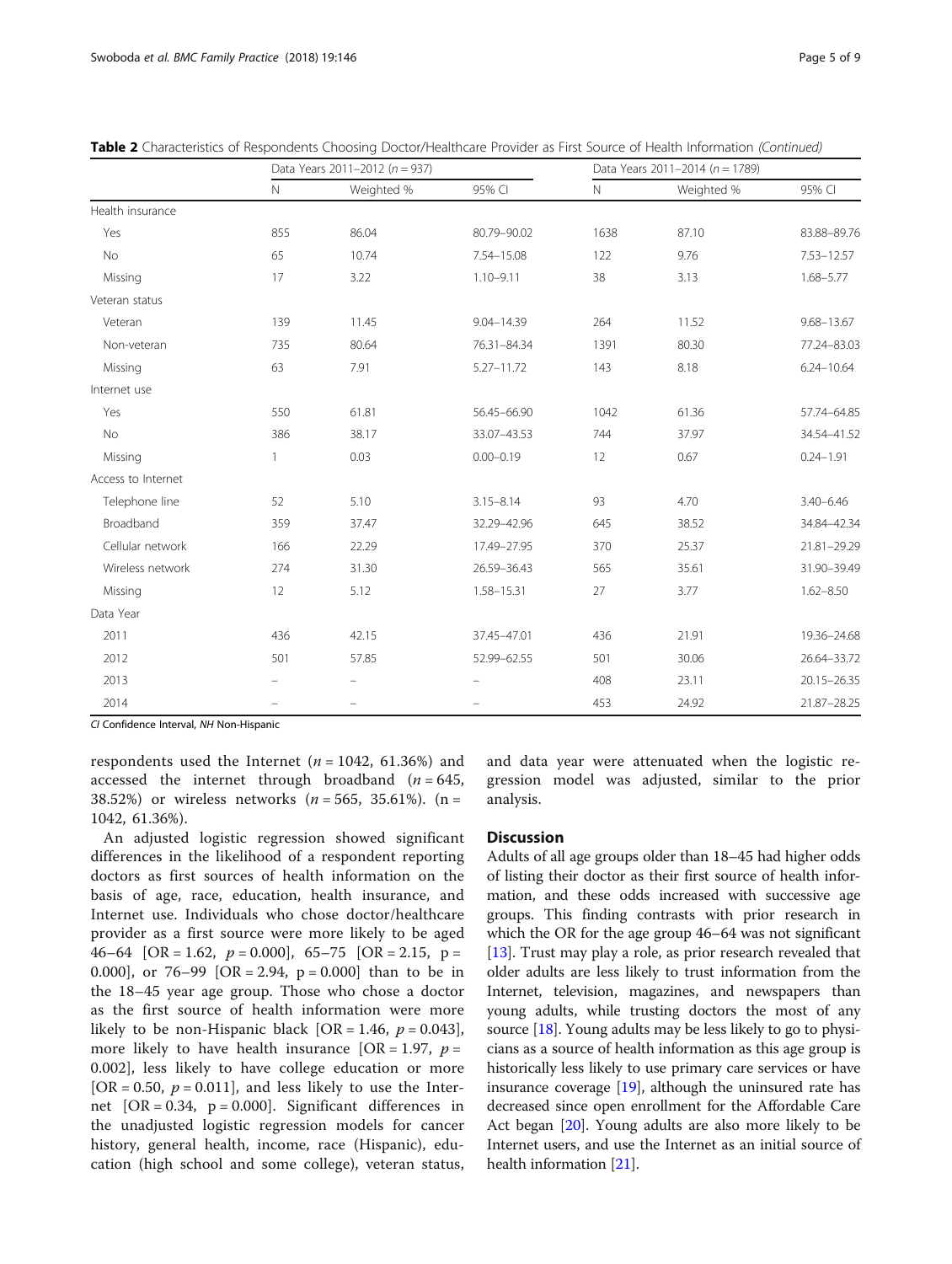**Table 2** Characteristics of Respondents Choosing Doctor/Healthcare Provider as First Source of Health Information *(Continued)*

| | Data Years 2011–2012 ($n$ = 937) | | | Data Years 2011–2014 ($n$ = 1789) | | |
|---|---|---|---|---|---|---|
| | N | Weighted % | 95% CI | N | Weighted % | 95% CI |
| Health insurance | | | | | | |
| Yes | 855 | 86.04 | 80.79–90.02 | 1638 | 87.10 | 83.88–89.76 |
| No | 65 | 10.74 | 7.54–15.08 | 122 | 9.76 | 7.53–12.57 |
| Missing | 17 | 3.22 | 1.10–9.11 | 38 | 3.13 | 1.68–5.77 |
| Veteran status | | | | | | |
| Veteran | 139 | 11.45 | 9.04–14.39 | 264 | 11.52 | 9.68–13.67 |
| Non-veteran | 735 | 80.64 | 76.31–84.34 | 1391 | 80.30 | 77.24–83.03 |
| Missing | 63 | 7.91 | 5.27–11.72 | 143 | 8.18 | 6.24–10.64 |
| Internet use | | | | | | |
| Yes | 550 | 61.81 | 56.45–66.90 | 1042 | 61.36 | 57.74–64.85 |
| No | 386 | 38.17 | 33.07–43.53 | 744 | 37.97 | 34.54–41.52 |
| Missing | 1 | 0.03 | 0.00–0.19 | 12 | 0.67 | 0.24–1.91 |
| Access to Internet | | | | | | |
| Telephone line | 52 | 5.10 | 3.15–8.14 | 93 | 4.70 | 3.40–6.46 |
| Broadband | 359 | 37.47 | 32.29–42.96 | 645 | 38.52 | 34.84–42.34 |
| Cellular network | 166 | 22.29 | 17.49–27.95 | 370 | 25.37 | 21.81–29.29 |
| Wireless network | 274 | 31.30 | 26.59–36.43 | 565 | 35.61 | 31.90–39.49 |
| Missing | 12 | 5.12 | 1.58–15.31 | 27 | 3.77 | 1.62–8.50 |
| Data Year | | | | | | |
| 2011 | 436 | 42.15 | 37.45–47.01 | 436 | 21.91 | 19.36–24.68 |
| 2012 | 501 | 57.85 | 52.99–62.55 | 501 | 30.06 | 26.64–33.72 |
| 2013 | – | – | – | 408 | 23.11 | 20.15–26.35 |
| 2014 | – | – | – | 453 | 24.92 | 21.87–28.25 |

*CI* Confidence Interval, *NH* Non-Hispanic

respondents used the Internet ($n$ = 1042, 61.36%) and accessed the internet through broadband ($n$ = 645, 38.52%) or wireless networks ($n$ = 565, 35.61%). (n = 1042, 61.36%).

An adjusted logistic regression showed significant differences in the likelihood of a respondent reporting doctors as first sources of health information on the basis of age, race, education, health insurance, and Internet use. Individuals who chose doctor/healthcare provider as a first source were more likely to be aged 46–64 [OR = 1.62, $p$ = 0.000], 65–75 [OR = 2.15, p = 0.000], or 76–99 [OR = 2.94, p = 0.000] than to be in the 18–45 year age group. Those who chose a doctor as the first source of health information were more likely to be non-Hispanic black [OR = 1.46, $p$ = 0.043], more likely to have health insurance [OR = 1.97, $p$ = 0.002], less likely to have college education or more [OR = 0.50, $p$ = 0.011], and less likely to use the Internet [OR = 0.34, p = 0.000]. Significant differences in the unadjusted logistic regression models for cancer history, general health, income, race (Hispanic), education (high school and some college), veteran status, and data year were attenuated when the logistic regression model was adjusted, similar to the prior analysis.

## Discussion

Adults of all age groups older than 18–45 had higher odds of listing their doctor as their first source of health information, and these odds increased with successive age groups. This finding contrasts with prior research in which the OR for the age group 46–64 was not significant [13]. Trust may play a role, as prior research revealed that older adults are less likely to trust information from the Internet, television, magazines, and newspapers than young adults, while trusting doctors the most of any source [18]. Young adults may be less likely to go to physicians as a source of health information as this age group is historically less likely to use primary care services or have insurance coverage [19], although the uninsured rate has decreased since open enrollment for the Affordable Care Act began [20]. Young adults are also more likely to be Internet users, and use the Internet as an initial source of health information [21].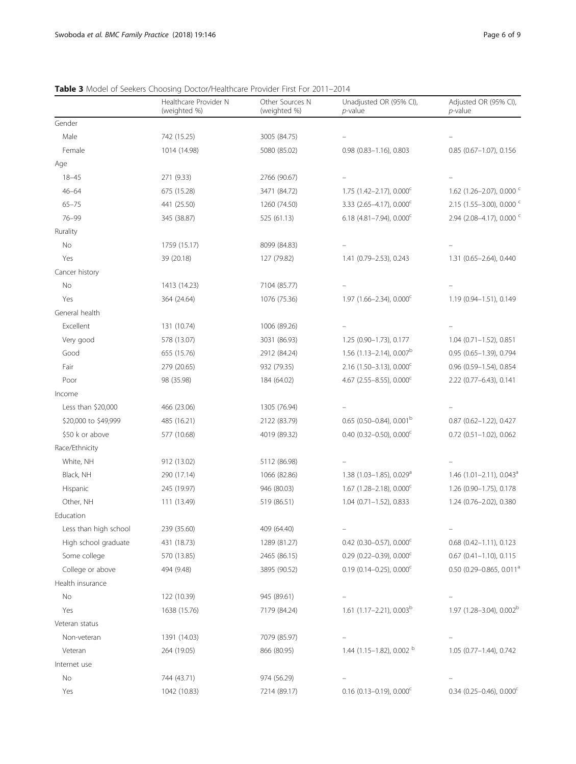**Table 3** Model of Seekers Choosing Doctor/Healthcare Provider First For 2011–2014

| | Healthcare Provider N (weighted %) | Other Sources N (weighted %) | Unadjusted OR (95% CI), *p*-value | Adjusted OR (95% CI), *p*-value |
|---|---|---|---|---|
| Gender | | | | |
| Male | 742 (15.25) | 3005 (84.75) | – | – |
| Female | 1014 (14.98) | 5080 (85.02) | 0.98 (0.83–1.16), 0.803 | 0.85 (0.67–1.07), 0.156 |
| Age | | | | |
| 18–45 | 271 (9.33) | 2766 (90.67) | – | – |
| 46–64 | 675 (15.28) | 3471 (84.72) | 1.75 (1.42–2.17), 0.000[c] | 1.62 (1.26–2.07), 0.000 [c] |
| 65–75 | 441 (25.50) | 1260 (74.50) | 3.33 (2.65–4.17), 0.000[c] | 2.15 (1.55–3.00), 0.000 [c] |
| 76–99 | 345 (38.87) | 525 (61.13) | 6.18 (4.81–7.94), 0.000[c] | 2.94 (2.08–4.17), 0.000 [c] |
| Rurality | | | | |
| No | 1759 (15.17) | 8099 (84.83) | – | – |
| Yes | 39 (20.18) | 127 (79.82) | 1.41 (0.79–2.53), 0.243 | 1.31 (0.65–2.64), 0.440 |
| Cancer history | | | | |
| No | 1413 (14.23) | 7104 (85.77) | – | – |
| Yes | 364 (24.64) | 1076 (75.36) | 1.97 (1.66–2.34), 0.000[c] | 1.19 (0.94–1.51), 0.149 |
| General health | | | | |
| Excellent | 131 (10.74) | 1006 (89.26) | – | – |
| Very good | 578 (13.07) | 3031 (86.93) | 1.25 (0.90–1.73), 0.177 | 1.04 (0.71–1.52), 0.851 |
| Good | 655 (15.76) | 2912 (84.24) | 1.56 (1.13–2.14), 0.007[b] | 0.95 (0.65–1.39), 0.794 |
| Fair | 279 (20.65) | 932 (79.35) | 2.16 (1.50–3.13), 0.000[c] | 0.96 (0.59–1.54), 0.854 |
| Poor | 98 (35.98) | 184 (64.02) | 4.67 (2.55–8.55), 0.000[c] | 2.22 (0.77–6.43), 0.141 |
| Income | | | | |
| Less than $20,000 | 466 (23.06) | 1305 (76.94) | – | – |
| $20,000 to $49,999 | 485 (16.21) | 2122 (83.79) | 0.65 (0.50–0.84), 0.001[b] | 0.87 (0.62–1.22), 0.427 |
| $50 k or above | 577 (10.68) | 4019 (89.32) | 0.40 (0.32–0.50), 0.000[c] | 0.72 (0.51–1.02), 0.062 |
| Race/Ethnicity | | | | |
| White, NH | 912 (13.02) | 5112 (86.98) | – | – |
| Black, NH | 290 (17.14) | 1066 (82.86) | 1.38 (1.03–1.85), 0.029[a] | 1.46 (1.01–2.11), 0.043[a] |
| Hispanic | 245 (19.97) | 946 (80.03) | 1.67 (1.28–2.18), 0.000[c] | 1.26 (0.90–1.75), 0.178 |
| Other, NH | 111 (13.49) | 519 (86.51) | 1.04 (0.71–1.52), 0.833 | 1.24 (0.76–2.02), 0.380 |
| Education | | | | |
| Less than high school | 239 (35.60) | 409 (64.40) | – | – |
| High school graduate | 431 (18.73) | 1289 (81.27) | 0.42 (0.30–0.57), 0.000[c] | 0.68 (0.42–1.11), 0.123 |
| Some college | 570 (13.85) | 2465 (86.15) | 0.29 (0.22–0.39), 0.000[c] | 0.67 (0.41–1.10), 0.115 |
| College or above | 494 (9.48) | 3895 (90.52) | 0.19 (0.14–0.25), 0.000[c] | 0.50 (0.29–0.865, 0.011[a] |
| Health insurance | | | | |
| No | 122 (10.39) | 945 (89.61) | – | – |
| Yes | 1638 (15.76) | 7179 (84.24) | 1.61 (1.17–2.21), 0.003[b] | 1.97 (1.28–3.04), 0.002[b] |
| Veteran status | | | | |
| Non-veteran | 1391 (14.03) | 7079 (85.97) | – | – |
| Veteran | 264 (19.05) | 866 (80.95) | 1.44 (1.15–1.82), 0.002 [b] | 1.05 (0.77–1.44), 0.742 |
| Internet use | | | | |
| No | 744 (43.71) | 974 (56.29) | – | – |
| Yes | 1042 (10.83) | 7214 (89.17) | 0.16 (0.13–0.19), 0.000[c] | 0.34 (0.25–0.46), 0.000[c] |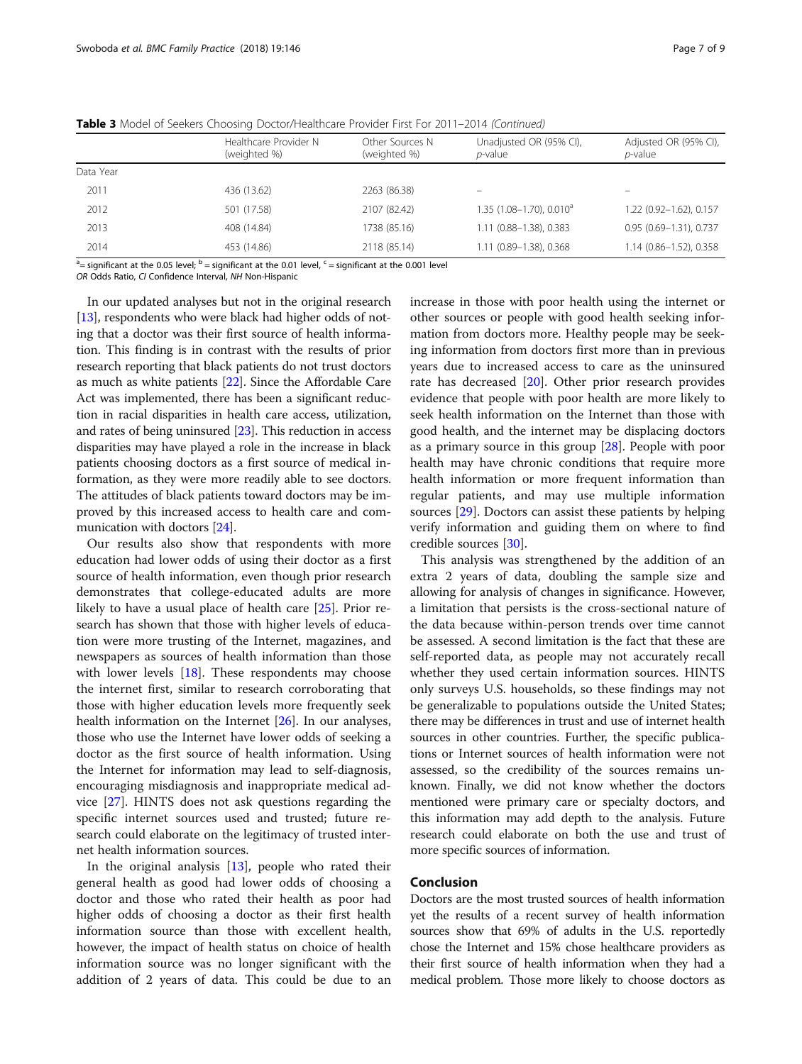**Table 3** Model of Seekers Choosing Doctor/Healthcare Provider First For 2011–2014 *(Continued)*

| | Healthcare Provider N (weighted %) | Other Sources N (weighted %) | Unadjusted OR (95% CI), *p*-value | Adjusted OR (95% CI), *p*-value |
|---|---|---|---|---|
| Data Year | | | | |
| 2011 | 436 (13.62) | 2263 (86.38) | – | – |
| 2012 | 501 (17.58) | 2107 (82.42) | 1.35 (1.08–1.70), 0.010[a] | 1.22 (0.92–1.62), 0.157 |
| 2013 | 408 (14.84) | 1738 (85.16) | 1.11 (0.88–1.38), 0.383 | 0.95 (0.69–1.31), 0.737 |
| 2014 | 453 (14.86) | 2118 (85.14) | 1.11 (0.89–1.38), 0.368 | 1.14 (0.86–1.52), 0.358 |

[a]= significant at the 0.05 level; [b] = significant at the 0.01 level, [c] = significant at the 0.001 level
*OR* Odds Ratio, *CI* Confidence Interval, *NH* Non-Hispanic

In our updated analyses but not in the original research [13], respondents who were black had higher odds of noting that a doctor was their first source of health information. This finding is in contrast with the results of prior research reporting that black patients do not trust doctors as much as white patients [22]. Since the Affordable Care Act was implemented, there has been a significant reduction in racial disparities in health care access, utilization, and rates of being uninsured [23]. This reduction in access disparities may have played a role in the increase in black patients choosing doctors as a first source of medical information, as they were more readily able to see doctors. The attitudes of black patients toward doctors may be improved by this increased access to health care and communication with doctors [24].

Our results also show that respondents with more education had lower odds of using their doctor as a first source of health information, even though prior research demonstrates that college-educated adults are more likely to have a usual place of health care [25]. Prior research has shown that those with higher levels of education were more trusting of the Internet, magazines, and newspapers as sources of health information than those with lower levels [18]. These respondents may choose the internet first, similar to research corroborating that those with higher education levels more frequently seek health information on the Internet [26]. In our analyses, those who use the Internet have lower odds of seeking a doctor as the first source of health information. Using the Internet for information may lead to self-diagnosis, encouraging misdiagnosis and inappropriate medical advice [27]. HINTS does not ask questions regarding the specific internet sources used and trusted; future research could elaborate on the legitimacy of trusted internet health information sources.

In the original analysis [13], people who rated their general health as good had lower odds of choosing a doctor and those who rated their health as poor had higher odds of choosing a doctor as their first health information source than those with excellent health, however, the impact of health status on choice of health information source was no longer significant with the addition of 2 years of data. This could be due to an increase in those with poor health using the internet or other sources or people with good health seeking information from doctors more. Healthy people may be seeking information from doctors first more than in previous years due to increased access to care as the uninsured rate has decreased [20]. Other prior research provides evidence that people with poor health are more likely to seek health information on the Internet than those with good health, and the internet may be displacing doctors as a primary source in this group [28]. People with poor health may have chronic conditions that require more health information or more frequent information than regular patients, and may use multiple information sources [29]. Doctors can assist these patients by helping verify information and guiding them on where to find credible sources [30].

This analysis was strengthened by the addition of an extra 2 years of data, doubling the sample size and allowing for analysis of changes in significance. However, a limitation that persists is the cross-sectional nature of the data because within-person trends over time cannot be assessed. A second limitation is the fact that these are self-reported data, as people may not accurately recall whether they used certain information sources. HINTS only surveys U.S. households, so these findings may not be generalizable to populations outside the United States; there may be differences in trust and use of internet health sources in other countries. Further, the specific publications or Internet sources of health information were not assessed, so the credibility of the sources remains unknown. Finally, we did not know whether the doctors mentioned were primary care or specialty doctors, and this information may add depth to the analysis. Future research could elaborate on both the use and trust of more specific sources of information.

## Conclusion

Doctors are the most trusted sources of health information yet the results of a recent survey of health information sources show that 69% of adults in the U.S. reportedly chose the Internet and 15% chose healthcare providers as their first source of health information when they had a medical problem. Those more likely to choose doctors as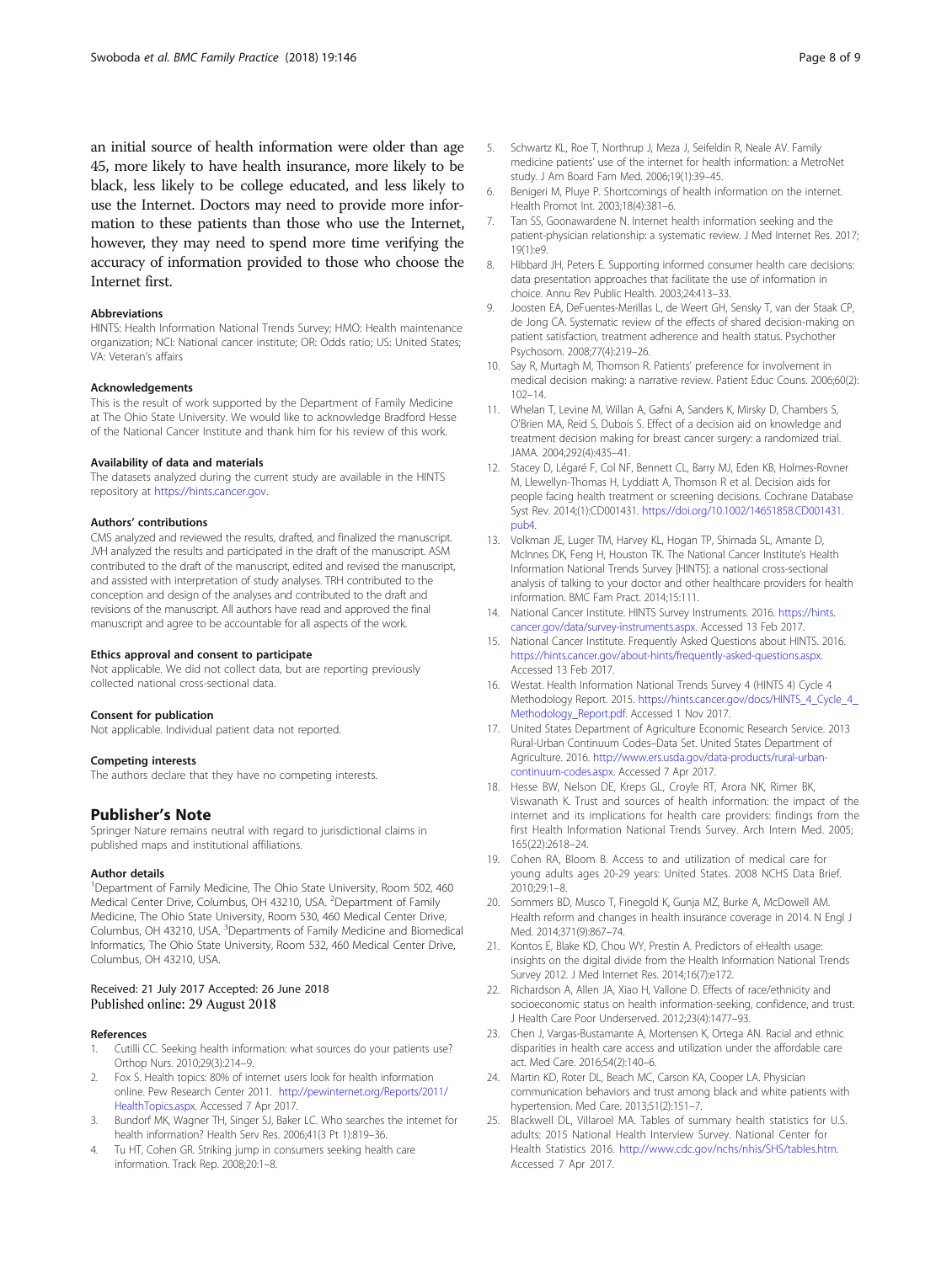an initial source of health information were older than age 45, more likely to have health insurance, more likely to be black, less likely to be college educated, and less likely to use the Internet. Doctors may need to provide more information to these patients than those who use the Internet, however, they may need to spend more time verifying the accuracy of information provided to those who choose the Internet first.

#### Abbreviations

HINTS: Health Information National Trends Survey; HMO: Health maintenance organization; NCI: National cancer institute; OR: Odds ratio; US: United States; VA: Veteran's affairs

#### Acknowledgements

This is the result of work supported by the Department of Family Medicine at The Ohio State University. We would like to acknowledge Bradford Hesse of the National Cancer Institute and thank him for his review of this work.

#### Availability of data and materials

The datasets analyzed during the current study are available in the HINTS repository at https://hints.cancer.gov.

#### Authors' contributions

CMS analyzed and reviewed the results, drafted, and finalized the manuscript. JVH analyzed the results and participated in the draft of the manuscript. ASM contributed to the draft of the manuscript, edited and revised the manuscript, and assisted with interpretation of study analyses. TRH contributed to the conception and design of the analyses and contributed to the draft and revisions of the manuscript. All authors have read and approved the final manuscript and agree to be accountable for all aspects of the work.

#### Ethics approval and consent to participate

Not applicable. We did not collect data, but are reporting previously collected national cross-sectional data.

#### Consent for publication

Not applicable. Individual patient data not reported.

#### Competing interests

The authors declare that they have no competing interests.

## Publisher's Note

Springer Nature remains neutral with regard to jurisdictional claims in published maps and institutional affiliations.

#### Author details

[1]Department of Family Medicine, The Ohio State University, Room 502, 460 Medical Center Drive, Columbus, OH 43210, USA. [2]Department of Family Medicine, The Ohio State University, Room 530, 460 Medical Center Drive, Columbus, OH 43210, USA. [3]Departments of Family Medicine and Biomedical Informatics, The Ohio State University, Room 532, 460 Medical Center Drive, Columbus, OH 43210, USA.

Received: 21 July 2017 Accepted: 26 June 2018
Published online: 29 August 2018

#### References

1. Cutilli CC. Seeking health information: what sources do your patients use? Orthop Nurs. 2010;29(3):214–9.
2. Fox S. Health topics: 80% of internet users look for health information online. Pew Research Center 2011. http://pewinternet.org/Reports/2011/HealthTopics.aspx. Accessed 7 Apr 2017.
3. Bundorf MK, Wagner TH, Singer SJ, Baker LC. Who searches the internet for health information? Health Serv Res. 2006;41(3 Pt 1):819–36.
4. Tu HT, Cohen GR. Striking jump in consumers seeking health care information. Track Rep. 2008;20:1–8.
5. Schwartz KL, Roe T, Northrup J, Meza J, Seifeldin R, Neale AV. Family medicine patients' use of the internet for health information: a MetroNet study. J Am Board Fam Med. 2006;19(1):39–45.
6. Benigeri M, Pluye P. Shortcomings of health information on the internet. Health Promot Int. 2003;18(4):381–6.
7. Tan SS, Goonawardene N. Internet health information seeking and the patient-physician relationship: a systematic review. J Med Internet Res. 2017;19(1):e9.
8. Hibbard JH, Peters E. Supporting informed consumer health care decisions: data presentation approaches that facilitate the use of information in choice. Annu Rev Public Health. 2003;24:413–33.
9. Joosten EA, DeFuentes-Merillas L, de Weert GH, Sensky T, van der Staak CP, de Jong CA. Systematic review of the effects of shared decision-making on patient satisfaction, treatment adherence and health status. Psychother Psychosom. 2008;77(4):219–26.
10. Say R, Murtagh M, Thomson R. Patients' preference for involvement in medical decision making: a narrative review. Patient Educ Couns. 2006;60(2):102–14.
11. Whelan T, Levine M, Willan A, Gafni A, Sanders K, Mirsky D, Chambers S, O'Brien MA, Reid S, Dubois S. Effect of a decision aid on knowledge and treatment decision making for breast cancer surgery: a randomized trial. JAMA. 2004;292(4):435–41.
12. Stacey D, Légaré F, Col NF, Bennett CL, Barry MJ, Eden KB, Holmes-Rovner M, Llewellyn-Thomas H, Lyddiatt A, Thomson R et al. Decision aids for people facing health treatment or screening decisions. Cochrane Database Syst Rev. 2014;(1):CD001431. https://doi.org/10.1002/14651858.CD001431.pub4.
13. Volkman JE, Luger TM, Harvey KL, Hogan TP, Shimada SL, Amante D, McInnes DK, Feng H, Houston TK. The National Cancer Institute's Health Information National Trends Survey [HINTS]: a national cross-sectional analysis of talking to your doctor and other healthcare providers for health information. BMC Fam Pract. 2014;15:111.
14. National Cancer Institute. HINTS Survey Instruments. 2016. https://hints.cancer.gov/data/survey-instruments.aspx. Accessed 13 Feb 2017.
15. National Cancer Institute. Frequently Asked Questions about HINTS. 2016. https://hints.cancer.gov/about-hints/frequently-asked-questions.aspx. Accessed 13 Feb 2017.
16. Westat. Health Information National Trends Survey 4 (HINTS 4) Cycle 4 Methodology Report. 2015. https://hints.cancer.gov/docs/HINTS_4_Cycle_4_Methodology_Report.pdf. Accessed 1 Nov 2017.
17. United States Department of Agriculture Economic Research Service. 2013 Rural-Urban Continuum Codes–Data Set. United States Department of Agriculture. 2016. http://www.ers.usda.gov/data-products/rural-urban-continuum-codes.aspx. Accessed 7 Apr 2017.
18. Hesse BW, Nelson DE, Kreps GL, Croyle RT, Arora NK, Rimer BK, Viswanath K. Trust and sources of health information: the impact of the internet and its implications for health care providers: findings from the first Health Information National Trends Survey. Arch Intern Med. 2005;165(22):2618–24.
19. Cohen RA, Bloom B. Access to and utilization of medical care for young adults ages 20-29 years: United States. 2008 NCHS Data Brief. 2010;29:1–8.
20. Sommers BD, Musco T, Finegold K, Gunja MZ, Burke A, McDowell AM. Health reform and changes in health insurance coverage in 2014. N Engl J Med. 2014;371(9):867–74.
21. Kontos E, Blake KD, Chou WY, Prestin A. Predictors of eHealth usage: insights on the digital divide from the Health Information National Trends Survey 2012. J Med Internet Res. 2014;16(7):e172.
22. Richardson A, Allen JA, Xiao H, Vallone D. Effects of race/ethnicity and socioeconomic status on health information-seeking, confidence, and trust. J Health Care Poor Underserved. 2012;23(4):1477–93.
23. Chen J, Vargas-Bustamante A, Mortensen K, Ortega AN. Racial and ethnic disparities in health care access and utilization under the affordable care act. Med Care. 2016;54(2):140–6.
24. Martin KD, Roter DL, Beach MC, Carson KA, Cooper LA. Physician communication behaviors and trust among black and white patients with hypertension. Med Care. 2013;51(2):151–7.
25. Blackwell DL, Villaroel MA. Tables of summary health statistics for U.S. adults: 2015 National Health Interview Survey. National Center for Health Statistics 2016. http://www.cdc.gov/nchs/nhis/SHS/tables.htm. Accessed 7 Apr 2017.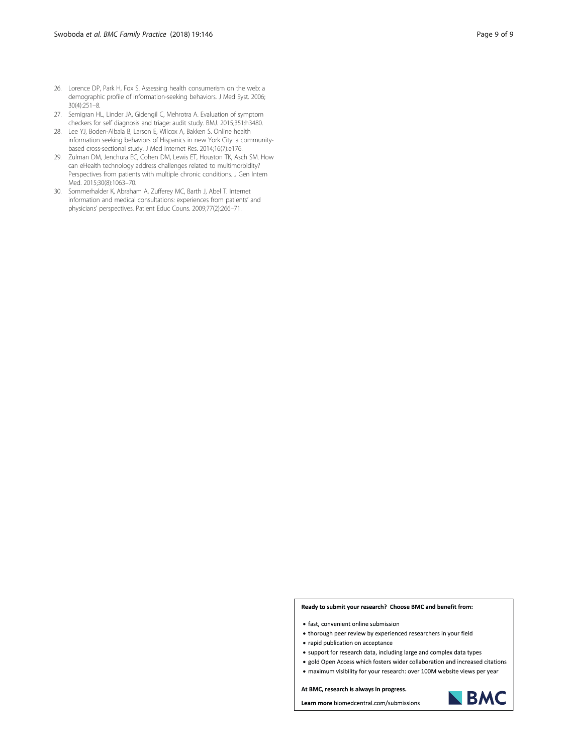26. Lorence DP, Park H, Fox S. Assessing health consumerism on the web: a demographic profile of information-seeking behaviors. J Med Syst. 2006; 30(4):251–8.
27. Semigran HL, Linder JA, Gidengil C, Mehrotra A. Evaluation of symptom checkers for self diagnosis and triage: audit study. BMJ. 2015;351:h3480.
28. Lee YJ, Boden-Albala B, Larson E, Wilcox A, Bakken S. Online health information seeking behaviors of Hispanics in new York City: a community-based cross-sectional study. J Med Internet Res. 2014;16(7):e176.
29. Zulman DM, Jenchura EC, Cohen DM, Lewis ET, Houston TK, Asch SM. How can eHealth technology address challenges related to multimorbidity? Perspectives from patients with multiple chronic conditions. J Gen Intern Med. 2015;30(8):1063–70.
30. Sommerhalder K, Abraham A, Zufferey MC, Barth J, Abel T. Internet information and medical consultations: experiences from patients' and physicians' perspectives. Patient Educ Couns. 2009;77(2):266–71.

**Ready to submit your research? Choose BMC and benefit from:**

- fast, convenient online submission
- thorough peer review by experienced researchers in your field
- rapid publication on acceptance
- support for research data, including large and complex data types
- gold Open Access which fosters wider collaboration and increased citations
- maximum visibility for your research: over 100M website views per year

**At BMC, research is always in progress.**

**Learn more** biomedcentral.com/submissions

BMC